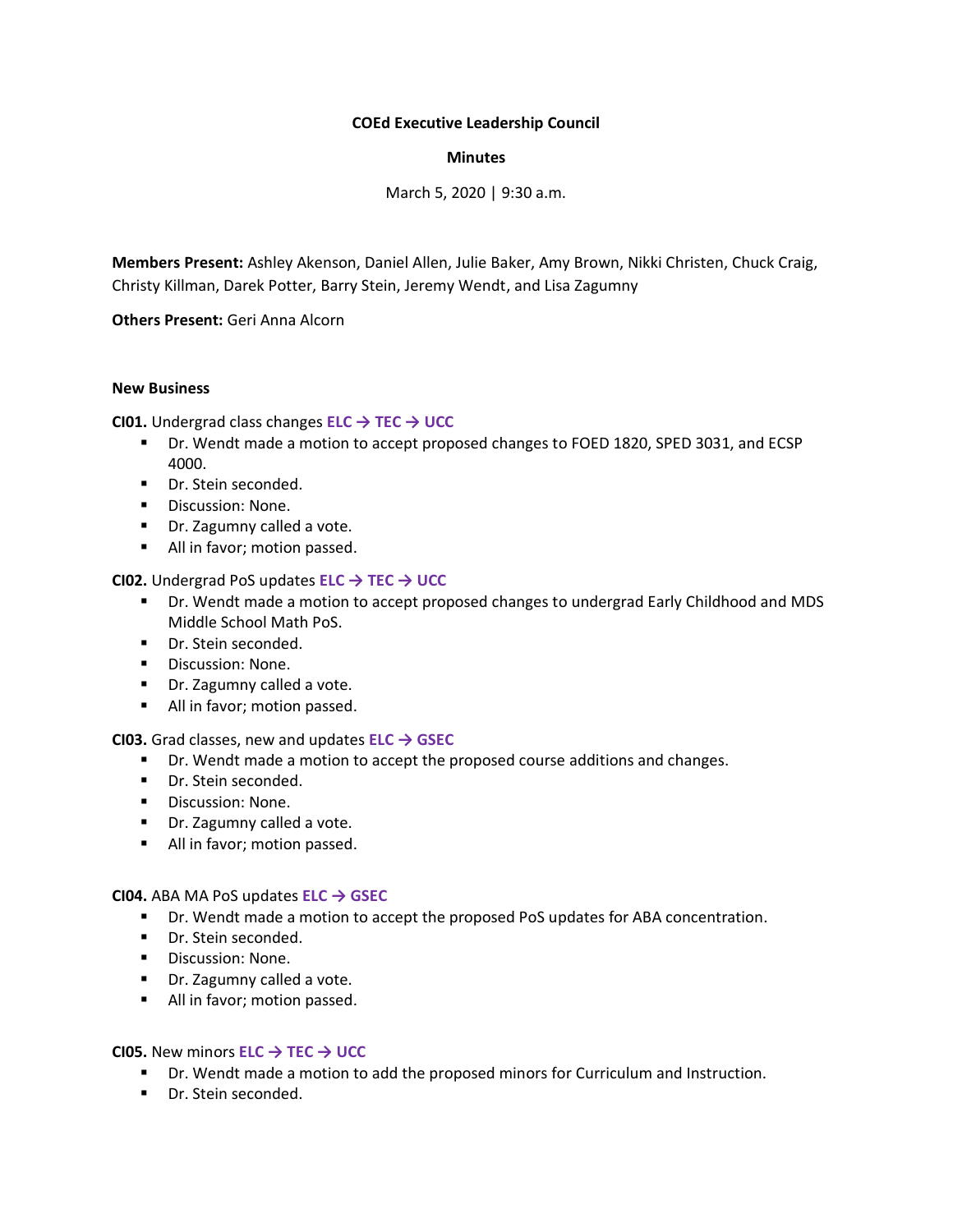**COEd Executive Leadership Council**

**Minutes**

March 5, 2020 | 9:30 a.m.

**Members Present:** Ashley Akenson, Daniel Allen, Julie Baker, Amy Brown, Nikki Christen, Chuck Craig, Christy Killman, Darek Potter, Barry Stein, Jeremy Wendt, and Lisa Zagumny

**Others Present:** Geri Anna Alcorn

**New Business**

**CI01.** Undergrad class changes **ELC → TEC → UCC**

- Dr. Wendt made a motion to accept proposed changes to FOED 1820, SPED 3031, and ECSP 4000.
- Dr. Stein seconded.
- Discussion: None.
- Dr. Zagumny called a vote.
- All in favor; motion passed.

**CI02.** Undergrad PoS updates **ELC → TEC → UCC**

- Dr. Wendt made a motion to accept proposed changes to undergrad Early Childhood and MDS Middle School Math PoS.
- Dr. Stein seconded.
- Discussion: None.
- Dr. Zagumny called a vote.
- All in favor; motion passed.

**CI03.** Grad classes, new and updates **ELC → GSEC**

- Dr. Wendt made a motion to accept the proposed course additions and changes.
- Dr. Stein seconded.
- Discussion: None.
- Dr. Zagumny called a vote.
- All in favor; motion passed.

**CI04.** ABA MA PoS updates **ELC → GSEC**

- Dr. Wendt made a motion to accept the proposed PoS updates for ABA concentration.
- Dr. Stein seconded.
- Discussion: None.
- Dr. Zagumny called a vote.
- All in favor; motion passed.

**CI05.** New minors **ELC → TEC → UCC**

- Dr. Wendt made a motion to add the proposed minors for Curriculum and Instruction.
- Dr. Stein seconded.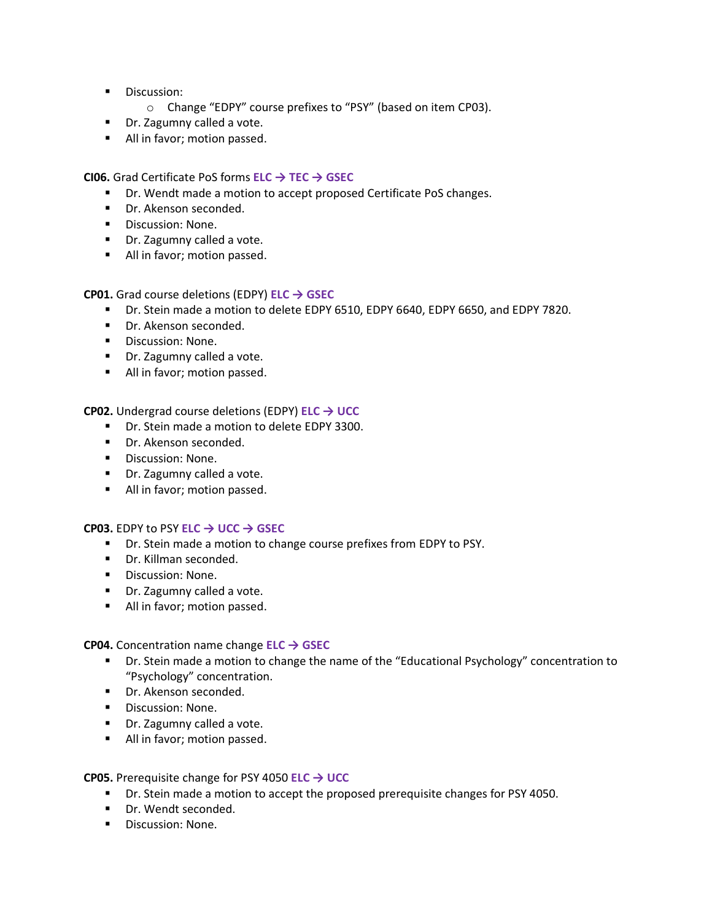- Discussion:
    - Change “EDPY” course prefixes to “PSY” (based on item CP03).
- Dr. Zagumny called a vote.
- All in favor; motion passed.

**CI06.** Grad Certificate PoS forms **ELC → TEC → GSEC**

- Dr. Wendt made a motion to accept proposed Certificate PoS changes.
- Dr. Akenson seconded.
- Discussion: None.
- Dr. Zagumny called a vote.
- All in favor; motion passed.

**CP01.** Grad course deletions (EDPY) **ELC → GSEC**

- Dr. Stein made a motion to delete EDPY 6510, EDPY 6640, EDPY 6650, and EDPY 7820.
- Dr. Akenson seconded.
- Discussion: None.
- Dr. Zagumny called a vote.
- All in favor; motion passed.

**CP02.** Undergrad course deletions (EDPY) **ELC → UCC**

- Dr. Stein made a motion to delete EDPY 3300.
- Dr. Akenson seconded.
- Discussion: None.
- Dr. Zagumny called a vote.
- All in favor; motion passed.

**CP03.** EDPY to PSY **ELC → UCC → GSEC**

- Dr. Stein made a motion to change course prefixes from EDPY to PSY.
- Dr. Killman seconded.
- Discussion: None.
- Dr. Zagumny called a vote.
- All in favor; motion passed.

**CP04.** Concentration name change **ELC → GSEC**

- Dr. Stein made a motion to change the name of the “Educational Psychology” concentration to “Psychology” concentration.
- Dr. Akenson seconded.
- Discussion: None.
- Dr. Zagumny called a vote.
- All in favor; motion passed.

**CP05.** Prerequisite change for PSY 4050 **ELC → UCC**

- Dr. Stein made a motion to accept the proposed prerequisite changes for PSY 4050.
- Dr. Wendt seconded.
- Discussion: None.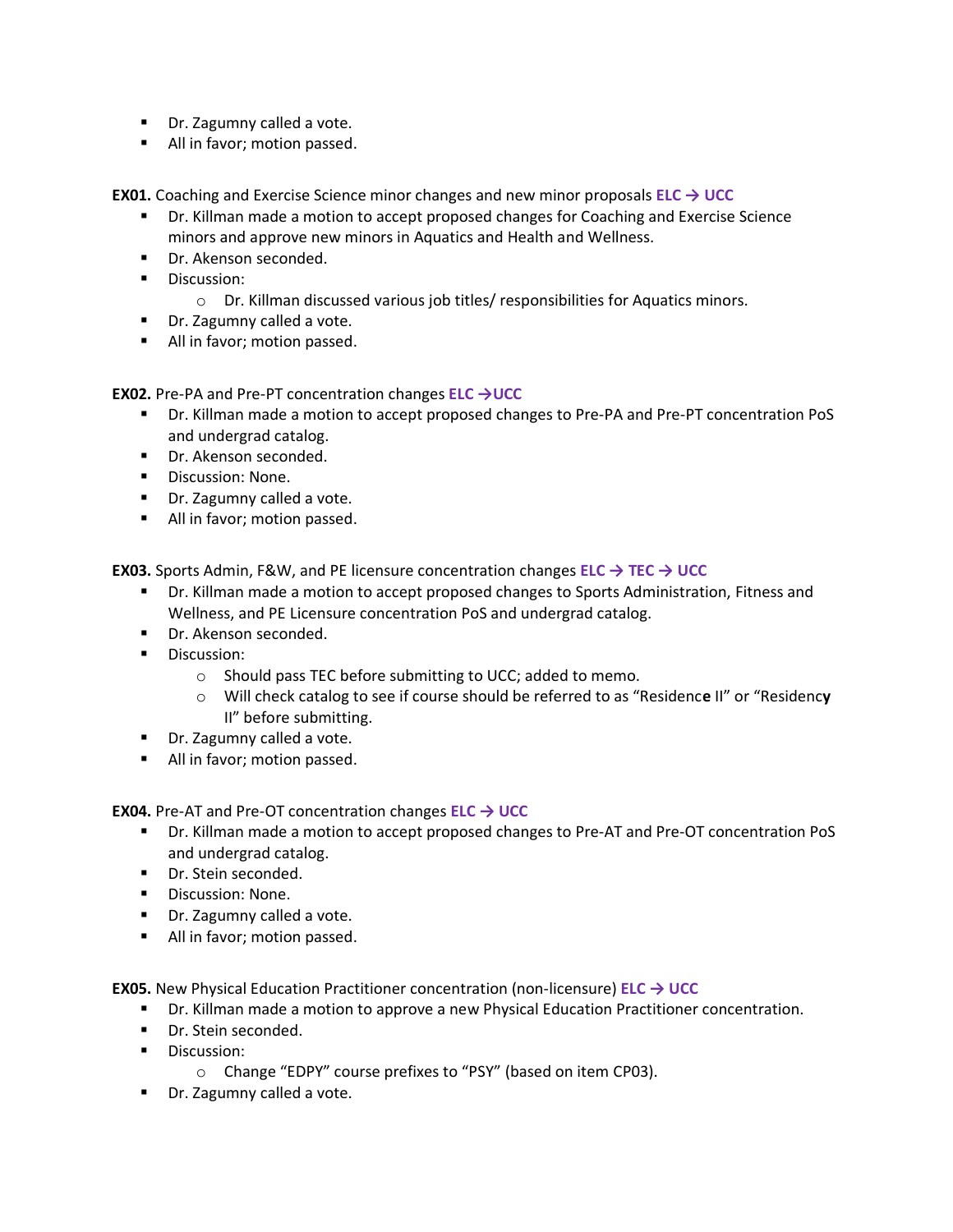- Dr. Zagumny called a vote.
- All in favor; motion passed.

**EX01.** Coaching and Exercise Science minor changes and new minor proposals **ELC → UCC**

- Dr. Killman made a motion to accept proposed changes for Coaching and Exercise Science minors and approve new minors in Aquatics and Health and Wellness.
- Dr. Akenson seconded.
- Discussion:
  - Dr. Killman discussed various job titles/ responsibilities for Aquatics minors.
- Dr. Zagumny called a vote.
- All in favor; motion passed.

**EX02.** Pre-PA and Pre-PT concentration changes **ELC →UCC**

- Dr. Killman made a motion to accept proposed changes to Pre-PA and Pre-PT concentration PoS and undergrad catalog.
- Dr. Akenson seconded.
- Discussion: None.
- Dr. Zagumny called a vote.
- All in favor; motion passed.

**EX03.** Sports Admin, F&W, and PE licensure concentration changes **ELC → TEC → UCC**

- Dr. Killman made a motion to accept proposed changes to Sports Administration, Fitness and Wellness, and PE Licensure concentration PoS and undergrad catalog.
- Dr. Akenson seconded.
- Discussion:
  - Should pass TEC before submitting to UCC; added to memo.
  - Will check catalog to see if course should be referred to as "Residenc**e** II" or "Residenc**y** II" before submitting.
- Dr. Zagumny called a vote.
- All in favor; motion passed.

**EX04.** Pre-AT and Pre-OT concentration changes **ELC → UCC**

- Dr. Killman made a motion to accept proposed changes to Pre-AT and Pre-OT concentration PoS and undergrad catalog.
- Dr. Stein seconded.
- Discussion: None.
- Dr. Zagumny called a vote.
- All in favor; motion passed.

**EX05.** New Physical Education Practitioner concentration (non-licensure) **ELC → UCC**

- Dr. Killman made a motion to approve a new Physical Education Practitioner concentration.
- Dr. Stein seconded.
- Discussion:
  - Change "EDPY" course prefixes to "PSY" (based on item CP03).
- Dr. Zagumny called a vote.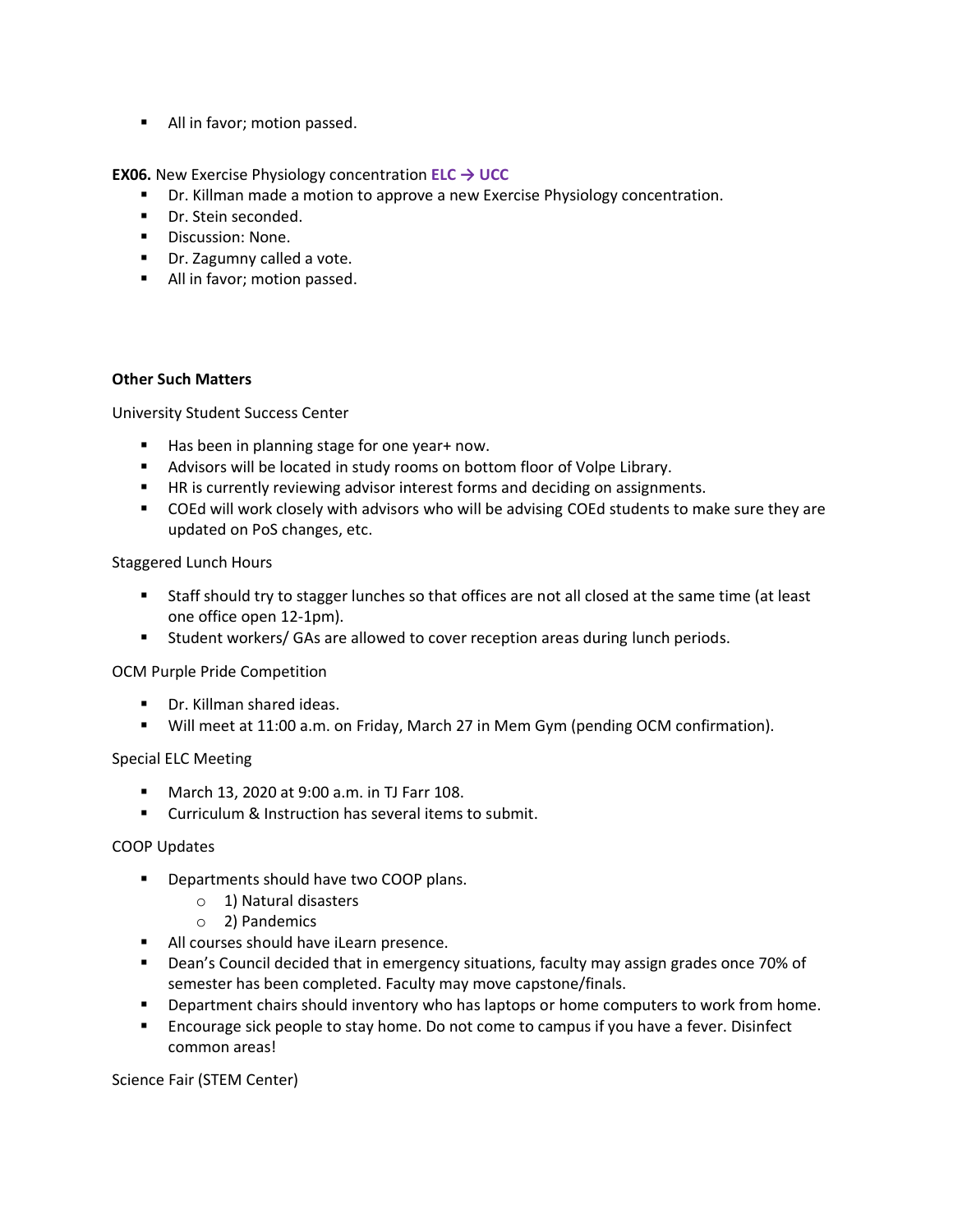- All in favor; motion passed.

**EX06.** New Exercise Physiology concentration **ELC → UCC**

- Dr. Killman made a motion to approve a new Exercise Physiology concentration.
- Dr. Stein seconded.
- Discussion: None.
- Dr. Zagumny called a vote.
- All in favor; motion passed.

**Other Such Matters**

University Student Success Center

- Has been in planning stage for one year+ now.
- Advisors will be located in study rooms on bottom floor of Volpe Library.
- HR is currently reviewing advisor interest forms and deciding on assignments.
- COEd will work closely with advisors who will be advising COEd students to make sure they are updated on PoS changes, etc.

Staggered Lunch Hours

- Staff should try to stagger lunches so that offices are not all closed at the same time (at least one office open 12-1pm).
- Student workers/ GAs are allowed to cover reception areas during lunch periods.

OCM Purple Pride Competition

- Dr. Killman shared ideas.
- Will meet at 11:00 a.m. on Friday, March 27 in Mem Gym (pending OCM confirmation).

Special ELC Meeting

- March 13, 2020 at 9:00 a.m. in TJ Farr 108.
- Curriculum & Instruction has several items to submit.

COOP Updates

- Departments should have two COOP plans.
  - 1) Natural disasters
  - 2) Pandemics
- All courses should have iLearn presence.
- Dean's Council decided that in emergency situations, faculty may assign grades once 70% of semester has been completed. Faculty may move capstone/finals.
- Department chairs should inventory who has laptops or home computers to work from home.
- Encourage sick people to stay home. Do not come to campus if you have a fever. Disinfect common areas!

Science Fair (STEM Center)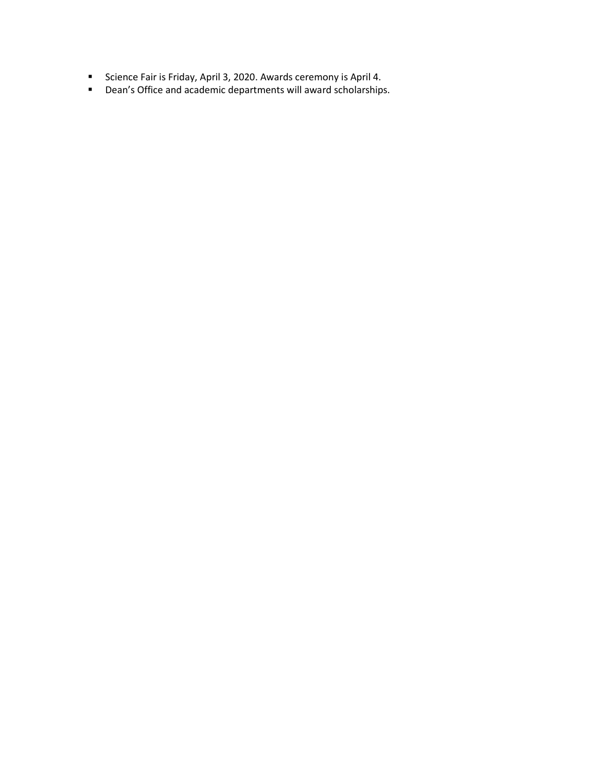- Science Fair is Friday, April 3, 2020. Awards ceremony is April 4.
- Dean's Office and academic departments will award scholarships.